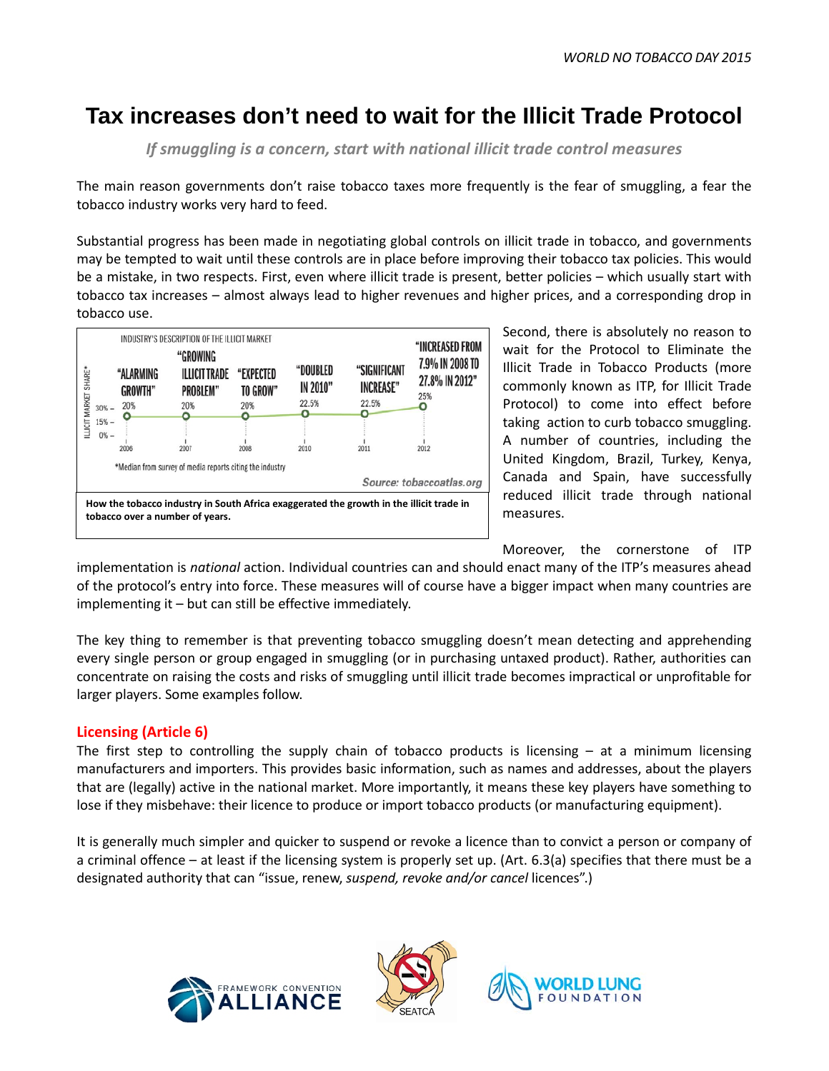# Tax increases don't need to wait for the Illicit Trade Protocol

*If smuggling is a concern, start with national illicit trade control measures*

The main reason governments don't raise tobacco taxes more frequently is the fear of smuggling, a fear the tobacco industry works very hard to feed.

Substantial progress has been made in negotiating global controls on illicit trade in tobacco, and governments may be tempted to wait until these controls are in place before improving their tobacco tax policies. This would be a mistake, in two respects. First, even where illicit trade is present, better policies – which usually start with tobacco tax increases – almost always lead to higher revenues and higher prices, and a corresponding drop in tobacco use.

INDUSTRY'S DESCRIPTION OF THE ILLICIT MARKET

| Year | Industry description | Illicit market share* |
| --- | --- | --- |
| 2006 | "ALARMING GROWTH" | 20% |
| 2007 | "GROWING ILLICIT TRADE PROBLEM" | 20% |
| 2008 | "EXPECTED TO GROW" | 20% |
| 2010 | "DOUBLED IN 2010" | 22.5% |
| 2011 | "SIGNIFICANT INCREASE" | 22.5% |
| 2012 | "INCREASED FROM 7.9% IN 2008 TO 27.8% IN 2012" | 25% |

*Median from survey of media reports citing the industry

Source: tobaccoatlas.org

**How the tobacco industry in South Africa exaggerated the growth in the illicit trade in tobacco over a number of years.**

Second, there is absolutely no reason to wait for the Protocol to Eliminate the Illicit Trade in Tobacco Products (more commonly known as ITP, for Illicit Trade Protocol) to come into effect before taking action to curb tobacco smuggling. A number of countries, including the United Kingdom, Brazil, Turkey, Kenya, Canada and Spain, have successfully reduced illicit trade through national measures.

Moreover, the cornerstone of ITP implementation is *national* action. Individual countries can and should enact many of the ITP's measures ahead of the protocol's entry into force. These measures will of course have a bigger impact when many countries are implementing it – but can still be effective immediately.

The key thing to remember is that preventing tobacco smuggling doesn't mean detecting and apprehending every single person or group engaged in smuggling (or in purchasing untaxed product). Rather, authorities can concentrate on raising the costs and risks of smuggling until illicit trade becomes impractical or unprofitable for larger players. Some examples follow.

## Licensing (Article 6)

The first step to controlling the supply chain of tobacco products is licensing – at a minimum licensing manufacturers and importers. This provides basic information, such as names and addresses, about the players that are (legally) active in the national market. More importantly, it means these key players have something to lose if they misbehave: their licence to produce or import tobacco products (or manufacturing equipment).

It is generally much simpler and quicker to suspend or revoke a licence than to convict a person or company of a criminal offence – at least if the licensing system is properly set up. (Art. 6.3(a) specifies that there must be a designated authority that can "issue, renew, *suspend, revoke and/or cancel* licences".)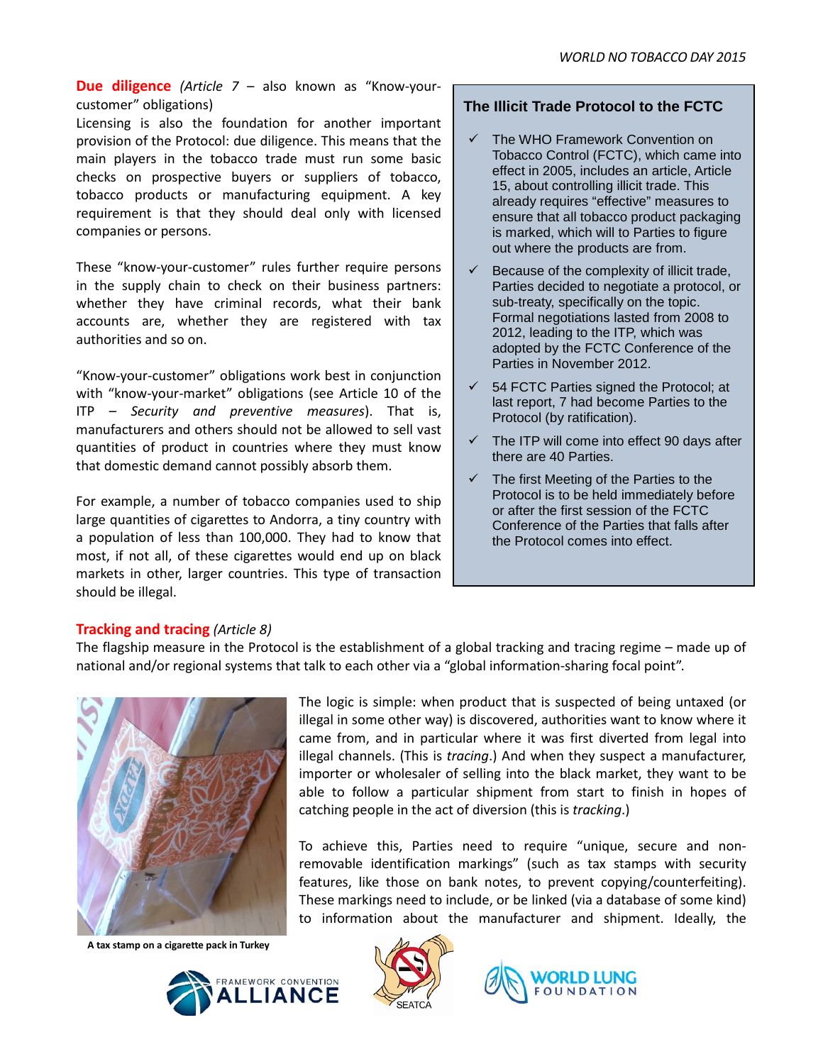**Due diligence** *(Article 7* – also known as "Know-your-customer" obligations)

Licensing is also the foundation for another important provision of the Protocol: due diligence. This means that the main players in the tobacco trade must run some basic checks on prospective buyers or suppliers of tobacco, tobacco products or manufacturing equipment. A key requirement is that they should deal only with licensed companies or persons.

These "know-your-customer" rules further require persons in the supply chain to check on their business partners: whether they have criminal records, what their bank accounts are, whether they are registered with tax authorities and so on.

"Know-your-customer" obligations work best in conjunction with "know-your-market" obligations (see Article 10 of the ITP – *Security and preventive measures*). That is, manufacturers and others should not be allowed to sell vast quantities of product in countries where they must know that domestic demand cannot possibly absorb them.

For example, a number of tobacco companies used to ship large quantities of cigarettes to Andorra, a tiny country with a population of less than 100,000. They had to know that most, if not all, of these cigarettes would end up on black markets in other, larger countries. This type of transaction should be illegal.

### The Illicit Trade Protocol to the FCTC

- ✓ The WHO Framework Convention on Tobacco Control (FCTC), which came into effect in 2005, includes an article, Article 15, about controlling illicit trade. This already requires "effective" measures to ensure that all tobacco product packaging is marked, which will to Parties to figure out where the products are from.
- ✓ Because of the complexity of illicit trade, Parties decided to negotiate a protocol, or sub-treaty, specifically on the topic. Formal negotiations lasted from 2008 to 2012, leading to the ITP, which was adopted by the FCTC Conference of the Parties in November 2012.
- ✓ 54 FCTC Parties signed the Protocol; at last report, 7 had become Parties to the Protocol (by ratification).
- ✓ The ITP will come into effect 90 days after there are 40 Parties.
- ✓ The first Meeting of the Parties to the Protocol is to be held immediately before or after the first session of the FCTC Conference of the Parties that falls after the Protocol comes into effect.

**Tracking and tracing** *(Article 8)*

The flagship measure in the Protocol is the establishment of a global tracking and tracing regime – made up of national and/or regional systems that talk to each other via a "global information-sharing focal point".

**A tax stamp on a cigarette pack in Turkey**

The logic is simple: when product that is suspected of being untaxed (or illegal in some other way) is discovered, authorities want to know where it came from, and in particular where it was first diverted from legal into illegal channels. (This is *tracing*.) And when they suspect a manufacturer, importer or wholesaler of selling into the black market, they want to be able to follow a particular shipment from start to finish in hopes of catching people in the act of diversion (this is *tracking*.)

To achieve this, Parties need to require "unique, secure and non-removable identification markings" (such as tax stamps with security features, like those on bank notes, to prevent copying/counterfeiting). These markings need to include, or be linked (via a database of some kind) to information about the manufacturer and shipment. Ideally, the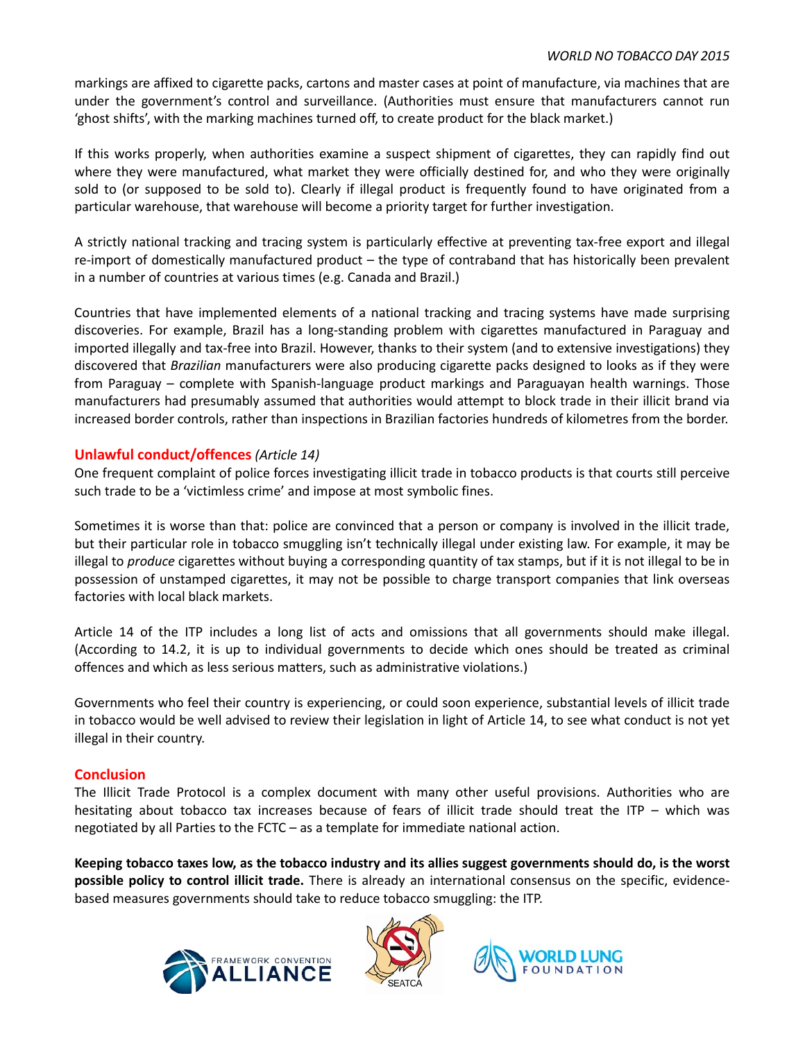markings are affixed to cigarette packs, cartons and master cases at point of manufacture, via machines that are under the government's control and surveillance. (Authorities must ensure that manufacturers cannot run 'ghost shifts', with the marking machines turned off, to create product for the black market.)

If this works properly, when authorities examine a suspect shipment of cigarettes, they can rapidly find out where they were manufactured, what market they were officially destined for, and who they were originally sold to (or supposed to be sold to). Clearly if illegal product is frequently found to have originated from a particular warehouse, that warehouse will become a priority target for further investigation.

A strictly national tracking and tracing system is particularly effective at preventing tax-free export and illegal re-import of domestically manufactured product – the type of contraband that has historically been prevalent in a number of countries at various times (e.g. Canada and Brazil.)

Countries that have implemented elements of a national tracking and tracing systems have made surprising discoveries. For example, Brazil has a long-standing problem with cigarettes manufactured in Paraguay and imported illegally and tax-free into Brazil. However, thanks to their system (and to extensive investigations) they discovered that *Brazilian* manufacturers were also producing cigarette packs designed to looks as if they were from Paraguay – complete with Spanish-language product markings and Paraguayan health warnings. Those manufacturers had presumably assumed that authorities would attempt to block trade in their illicit brand via increased border controls, rather than inspections in Brazilian factories hundreds of kilometres from the border.

## Unlawful conduct/offences *(Article 14)*

One frequent complaint of police forces investigating illicit trade in tobacco products is that courts still perceive such trade to be a 'victimless crime' and impose at most symbolic fines.

Sometimes it is worse than that: police are convinced that a person or company is involved in the illicit trade, but their particular role in tobacco smuggling isn't technically illegal under existing law. For example, it may be illegal to *produce* cigarettes without buying a corresponding quantity of tax stamps, but if it is not illegal to be in possession of unstamped cigarettes, it may not be possible to charge transport companies that link overseas factories with local black markets.

Article 14 of the ITP includes a long list of acts and omissions that all governments should make illegal. (According to 14.2, it is up to individual governments to decide which ones should be treated as criminal offences and which as less serious matters, such as administrative violations.)

Governments who feel their country is experiencing, or could soon experience, substantial levels of illicit trade in tobacco would be well advised to review their legislation in light of Article 14, to see what conduct is not yet illegal in their country.

## Conclusion

The Illicit Trade Protocol is a complex document with many other useful provisions. Authorities who are hesitating about tobacco tax increases because of fears of illicit trade should treat the ITP – which was negotiated by all Parties to the FCTC – as a template for immediate national action.

**Keeping tobacco taxes low, as the tobacco industry and its allies suggest governments should do, is the worst possible policy to control illicit trade.** There is already an international consensus on the specific, evidence-based measures governments should take to reduce tobacco smuggling: the ITP.

FRAMEWORK CONVENTION ALLIANCE

SEATCA

WORLD LUNG FOUNDATION